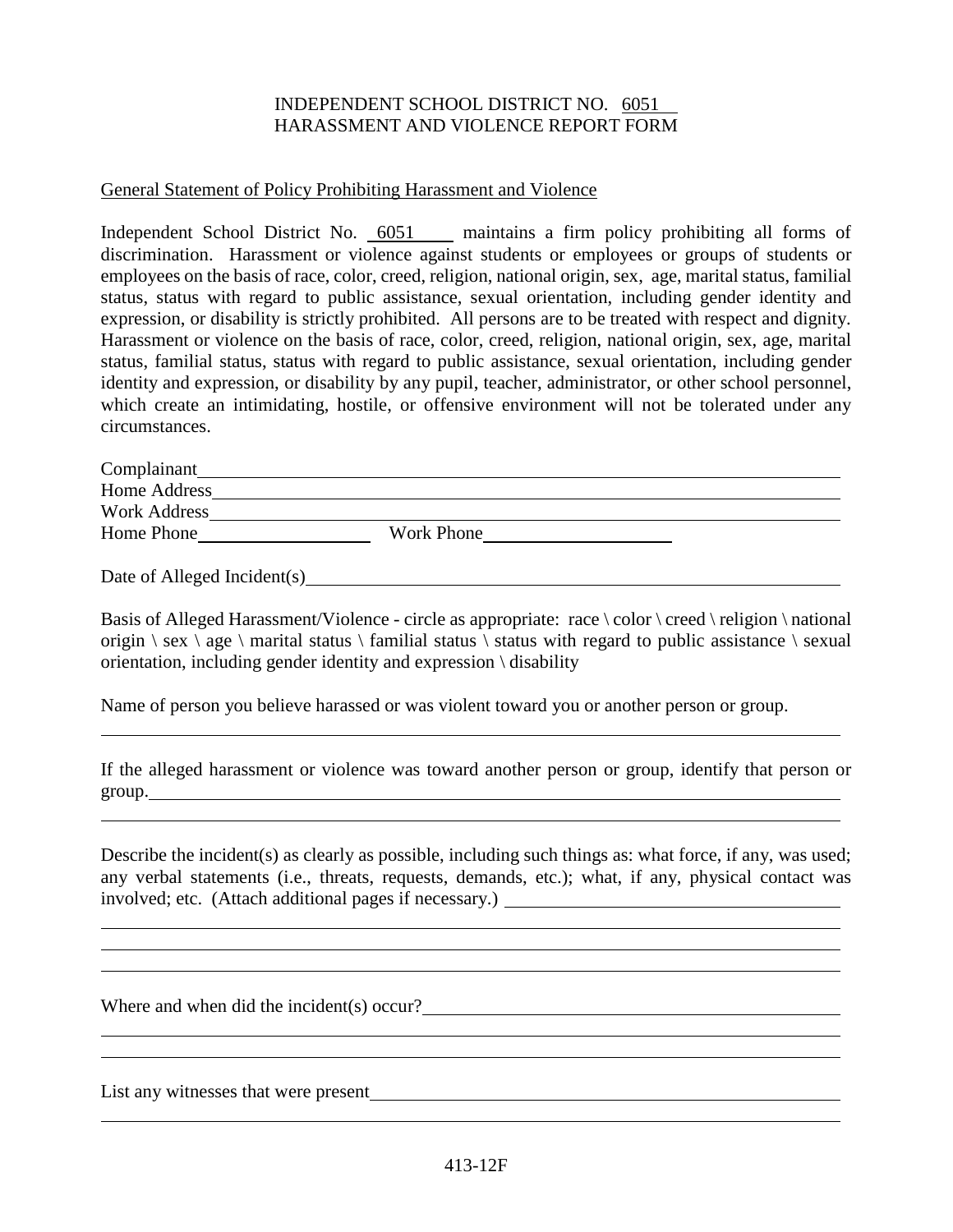# INDEPENDENT SCHOOL DISTRICT NO. 6051
# HARASSMENT AND VIOLENCE REPORT FORM

General Statement of Policy Prohibiting Harassment and Violence

Independent School District No. 6051 maintains a firm policy prohibiting all forms of discrimination. Harassment or violence against students or employees or groups of students or employees on the basis of race, color, creed, religion, national origin, sex, age, marital status, familial status, status with regard to public assistance, sexual orientation, including gender identity and expression, or disability is strictly prohibited. All persons are to be treated with respect and dignity. Harassment or violence on the basis of race, color, creed, religion, national origin, sex, age, marital status, familial status, status with regard to public assistance, sexual orientation, including gender identity and expression, or disability by any pupil, teacher, administrator, or other school personnel, which create an intimidating, hostile, or offensive environment will not be tolerated under any circumstances.

Complainant\_\_\_\_\_\_\_\_\_\_\_\_\_\_\_\_\_\_\_\_\_\_\_\_\_\_\_\_\_\_\_\_\_\_\_\_\_\_\_\_\_\_\_\_\_\_\_\_\_\_\_\_\_\_\_\_\_\_

Home Address\_\_\_\_\_\_\_\_\_\_\_\_\_\_\_\_\_\_\_\_\_\_\_\_\_\_\_\_\_\_\_\_\_\_\_\_\_\_\_\_\_\_\_\_\_\_\_\_\_\_\_\_\_\_\_\_

Work Address\_\_\_\_\_\_\_\_\_\_\_\_\_\_\_\_\_\_\_\_\_\_\_\_\_\_\_\_\_\_\_\_\_\_\_\_\_\_\_\_\_\_\_\_\_\_\_\_\_\_\_\_\_\_\_\_

Home Phone\_\_\_\_\_\_\_\_\_\_\_\_\_\_\_\_\_\_\_\_ Work Phone\_\_\_\_\_\_\_\_\_\_\_\_\_\_\_\_\_\_\_\_

Date of Alleged Incident(s)\_\_\_\_\_\_\_\_\_\_\_\_\_\_\_\_\_\_\_\_\_\_\_\_\_\_\_\_\_\_\_\_\_\_\_\_\_\_\_\_\_\_\_\_\_\_

Basis of Alleged Harassment/Violence - circle as appropriate: race \ color \ creed \ religion \ national origin \ sex \ age \ marital status \ familial status \ status with regard to public assistance \ sexual orientation, including gender identity and expression \ disability

Name of person you believe harassed or was violent toward you or another person or group.

\_\_\_\_\_\_\_\_\_\_\_\_\_\_\_\_\_\_\_\_\_\_\_\_\_\_\_\_\_\_\_\_\_\_\_\_\_\_\_\_\_\_\_\_\_\_\_\_\_\_\_\_\_\_\_\_\_\_\_\_\_\_\_\_\_\_\_\_\_\_

If the alleged harassment or violence was toward another person or group, identify that person or group.\_\_\_\_\_\_\_\_\_\_\_\_\_\_\_\_\_\_\_\_\_\_\_\_\_\_\_\_\_\_\_\_\_\_\_\_\_\_\_\_\_\_\_\_\_\_\_\_\_\_\_\_\_\_\_\_\_\_\_\_\_\_

\_\_\_\_\_\_\_\_\_\_\_\_\_\_\_\_\_\_\_\_\_\_\_\_\_\_\_\_\_\_\_\_\_\_\_\_\_\_\_\_\_\_\_\_\_\_\_\_\_\_\_\_\_\_\_\_\_\_\_\_\_\_\_\_\_\_\_\_\_\_

Describe the incident(s) as clearly as possible, including such things as: what force, if any, was used; any verbal statements (i.e., threats, requests, demands, etc.); what, if any, physical contact was involved; etc. (Attach additional pages if necessary.) \_\_\_\_\_\_\_\_\_\_\_\_\_\_\_\_\_\_\_\_\_\_\_\_\_\_\_\_\_\_\_\_\_\_\_

\_\_\_\_\_\_\_\_\_\_\_\_\_\_\_\_\_\_\_\_\_\_\_\_\_\_\_\_\_\_\_\_\_\_\_\_\_\_\_\_\_\_\_\_\_\_\_\_\_\_\_\_\_\_\_\_\_\_\_\_\_\_\_\_\_\_\_\_\_\_

\_\_\_\_\_\_\_\_\_\_\_\_\_\_\_\_\_\_\_\_\_\_\_\_\_\_\_\_\_\_\_\_\_\_\_\_\_\_\_\_\_\_\_\_\_\_\_\_\_\_\_\_\_\_\_\_\_\_\_\_\_\_\_\_\_\_\_\_\_\_

\_\_\_\_\_\_\_\_\_\_\_\_\_\_\_\_\_\_\_\_\_\_\_\_\_\_\_\_\_\_\_\_\_\_\_\_\_\_\_\_\_\_\_\_\_\_\_\_\_\_\_\_\_\_\_\_\_\_\_\_\_\_\_\_\_\_\_\_\_\_

Where and when did the incident(s) occur?\_\_\_\_\_\_\_\_\_\_\_\_\_\_\_\_\_\_\_\_\_\_\_\_\_\_\_\_\_\_\_\_\_\_\_\_\_\_\_\_

\_\_\_\_\_\_\_\_\_\_\_\_\_\_\_\_\_\_\_\_\_\_\_\_\_\_\_\_\_\_\_\_\_\_\_\_\_\_\_\_\_\_\_\_\_\_\_\_\_\_\_\_\_\_\_\_\_\_\_\_\_\_\_\_\_\_\_\_\_\_

\_\_\_\_\_\_\_\_\_\_\_\_\_\_\_\_\_\_\_\_\_\_\_\_\_\_\_\_\_\_\_\_\_\_\_\_\_\_\_\_\_\_\_\_\_\_\_\_\_\_\_\_\_\_\_\_\_\_\_\_\_\_\_\_\_\_\_\_\_\_

List any witnesses that were present\_\_\_\_\_\_\_\_\_\_\_\_\_\_\_\_\_\_\_\_\_\_\_\_\_\_\_\_\_\_\_\_\_\_\_\_\_\_\_\_\_\_\_

\_\_\_\_\_\_\_\_\_\_\_\_\_\_\_\_\_\_\_\_\_\_\_\_\_\_\_\_\_\_\_\_\_\_\_\_\_\_\_\_\_\_\_\_\_\_\_\_\_\_\_\_\_\_\_\_\_\_\_\_\_\_\_\_\_\_\_\_\_\_

413-12F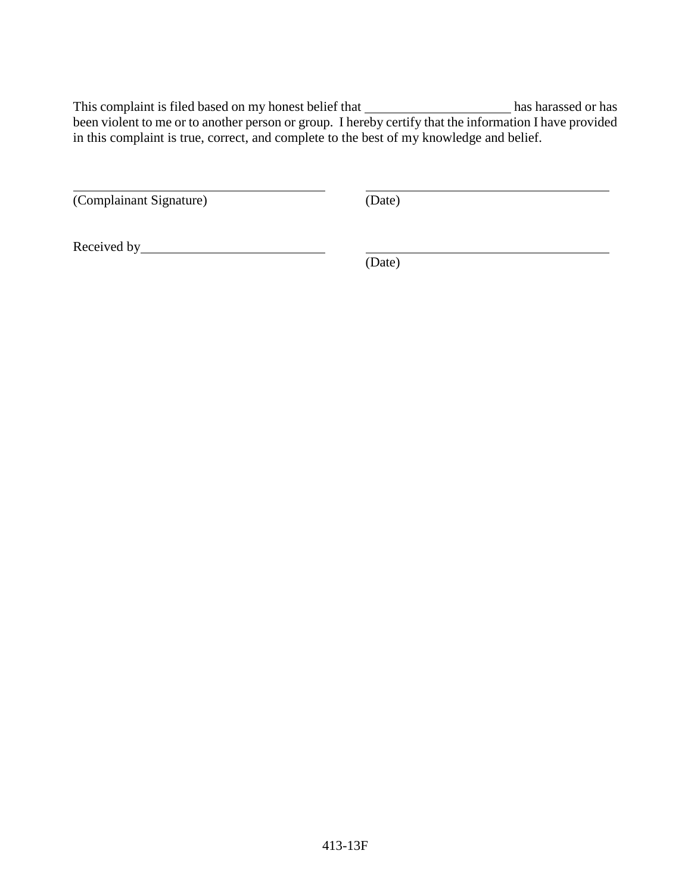This complaint is filed based on my honest belief that ______________________ has harassed or has been violent to me or to another person or group. I hereby certify that the information I have provided in this complaint is true, correct, and complete to the best of my knowledge and belief.

______________________________________ ______________________________________
(Complainant Signature) (Date)

Received by ___________________________ ______________________________________
(Date)

413-13F